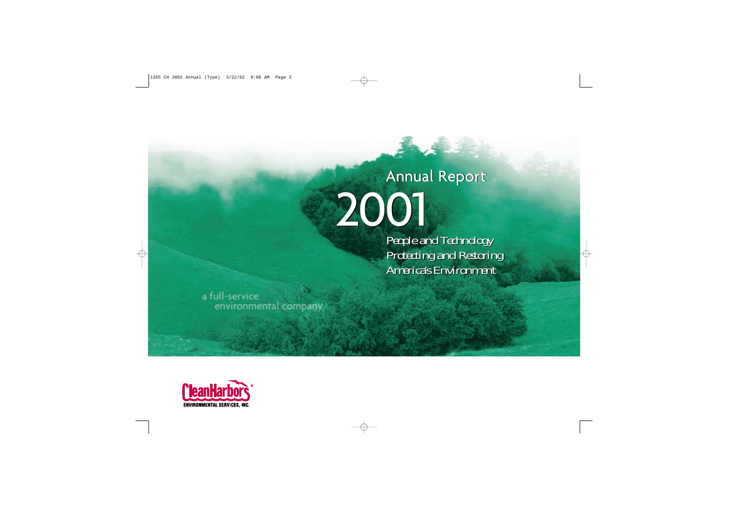# Annual Report 2001

People and Technology
Protecting and Restoring
America's Environment

a full-service
environmental company

Clean Harbors®
ENVIRONMENTAL SERVICES, INC.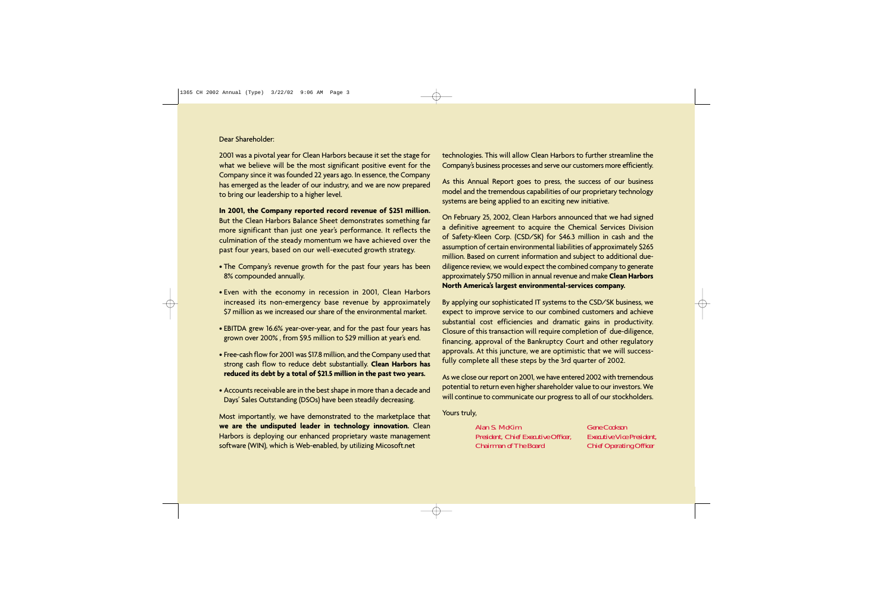Dear Shareholder:

2001 was a pivotal year for Clean Harbors because it set the stage for what we believe will be the most significant positive event for the Company since it was founded 22 years ago. In essence, the Company has emerged as the leader of our industry, and we are now prepared to bring our leadership to a higher level.

**In 2001, the Company reported record revenue of $251 million.** But the Clean Harbors Balance Sheet demonstrates something far more significant than just one year's performance. It reflects the culmination of the steady momentum we have achieved over the past four years, based on our well-executed growth strategy.

- The Company's revenue growth for the past four years has been 8% compounded annually.
- Even with the economy in recession in 2001, Clean Harbors increased its non-emergency base revenue by approximately $7 million as we increased our share of the environmental market.
- EBITDA grew 16.6% year-over-year, and for the past four years has grown over 200% , from $9.5 million to $29 million at year's end.
- Free-cash flow for 2001 was $17.8 million, and the Company used that strong cash flow to reduce debt substantially. **Clean Harbors has reduced its debt by a total of $21.5 million in the past two years.**
- Accounts receivable are in the best shape in more than a decade and Days' Sales Outstanding (DSOs) have been steadily decreasing.

Most importantly, we have demonstrated to the marketplace that **we are the undisputed leader in technology innovation.** Clean Harbors is deploying our enhanced proprietary waste management software (WIN), which is Web-enabled, by utilizing Micosoft.net technologies. This will allow Clean Harbors to further streamline the Company's business processes and serve our customers more efficiently.

As this Annual Report goes to press, the success of our business model and the tremendous capabilities of our proprietary technology systems are being applied to an exciting new initiative.

On February 25, 2002, Clean Harbors announced that we had signed a definitive agreement to acquire the Chemical Services Division of Safety-Kleen Corp. (CSD/SK) for $46.3 million in cash and the assumption of certain environmental liabilities of approximately $265 million. Based on current information and subject to additional due-diligence review, we would expect the combined company to generate approximately $750 million in annual revenue and make **Clean Harbors North America's largest environmental-services company.**

By applying our sophisticated IT systems to the CSD/SK business, we expect to improve service to our combined customers and achieve substantial cost efficiencies and dramatic gains in productivity. Closure of this transaction will require completion of due-diligence, financing, approval of the Bankruptcy Court and other regulatory approvals. At this juncture, we are optimistic that we will successfully complete all these steps by the 3rd quarter of 2002.

As we close our report on 2001, we have entered 2002 with tremendous potential to return even higher shareholder value to our investors. We will continue to communicate our progress to all of our stockholders.

Yours truly,

*Alan S. McKim*
*President, Chief Executive Officer,*
*Chairman of The Board*

*Gene Cookson*
*Executive Vice President,*
*Chief Operating Officer*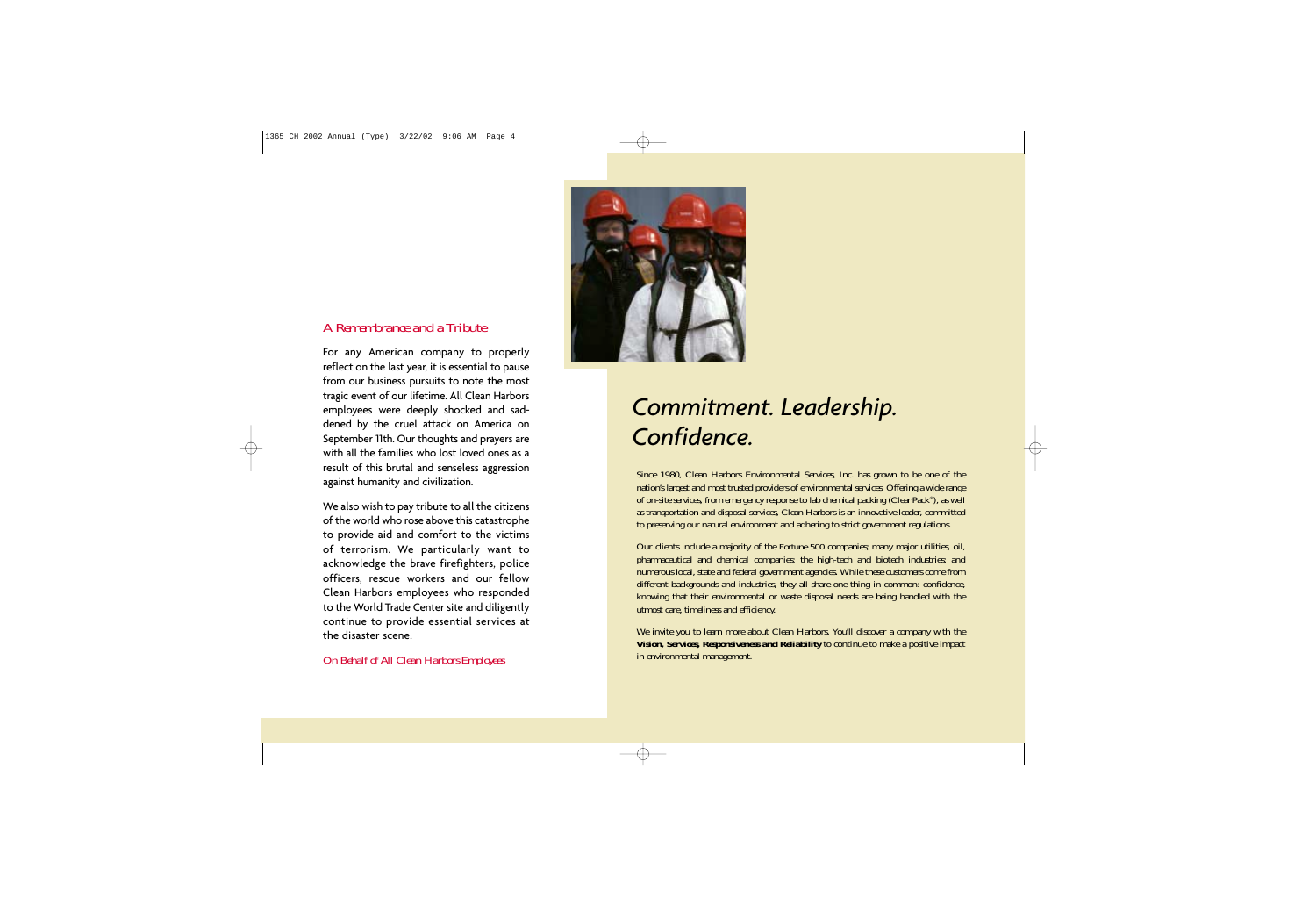## A Remembrance and a Tribute

For any American company to properly reflect on the last year, it is essential to pause from our business pursuits to note the most tragic event of our lifetime. All Clean Harbors employees were deeply shocked and saddened by the cruel attack on America on September 11th. Our thoughts and prayers are with all the families who lost loved ones as a result of this brutal and senseless aggression against humanity and civilization.

We also wish to pay tribute to all the citizens of the world who rose above this catastrophe to provide aid and comfort to the victims of terrorism. We particularly want to acknowledge the brave firefighters, police officers, rescue workers and our fellow Clean Harbors employees who responded to the World Trade Center site and diligently continue to provide essential services at the disaster scene.

*On Behalf of All Clean Harbors Employees*

# *Commitment. Leadership. Confidence.*

Since 1980, Clean Harbors Environmental Services, Inc. has grown to be one of the nation's largest and most trusted providers of environmental services. Offering a wide range of on-site services, from emergency response to lab chemical packing (CleanPack®), as well as transportation and disposal services, Clean Harbors is an innovative leader, committed to preserving our natural environment and adhering to strict government regulations.

Our clients include a majority of the Fortune 500 companies; many major utilities, oil, pharmaceutical and chemical companies; the high-tech and biotech industries; and numerous local, state and federal government agencies. While these customers come from different backgrounds and industries, they all share one thing in common: confidence, knowing that their environmental or waste disposal needs are being handled with the utmost care, timeliness and efficiency.

We invite you to learn more about Clean Harbors. You'll discover a company with the **Vision, Services, Responsiveness and Reliability** to continue to make a positive impact in environmental management.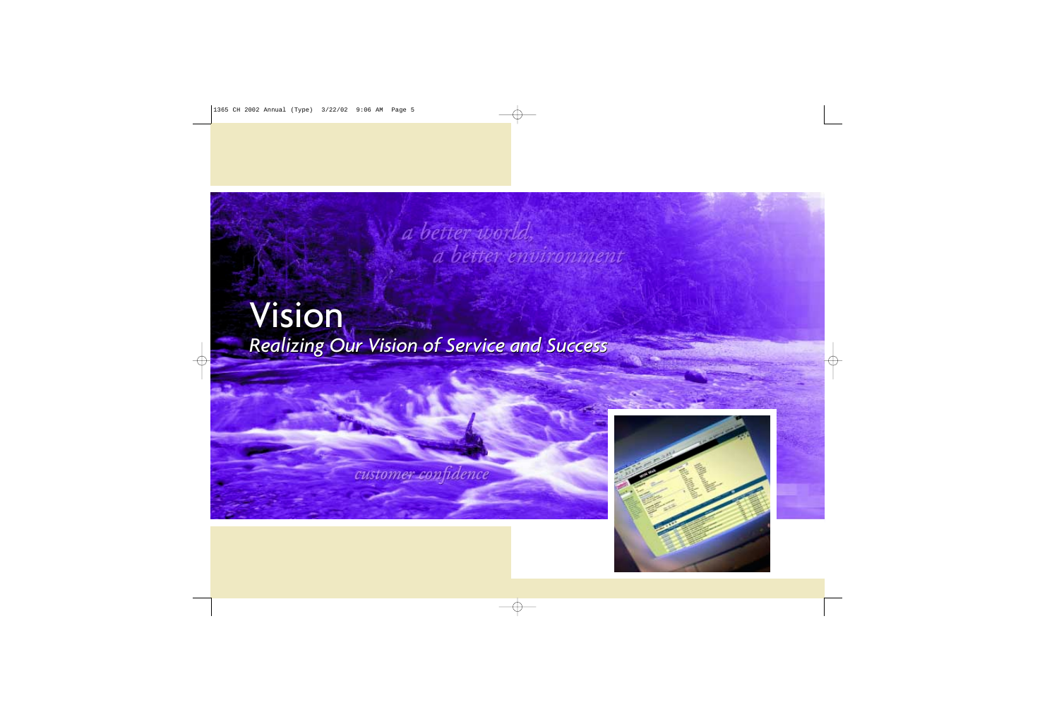a better world,
a better environment

# Vision

*Realizing Our Vision of Service and Success*

customer confidence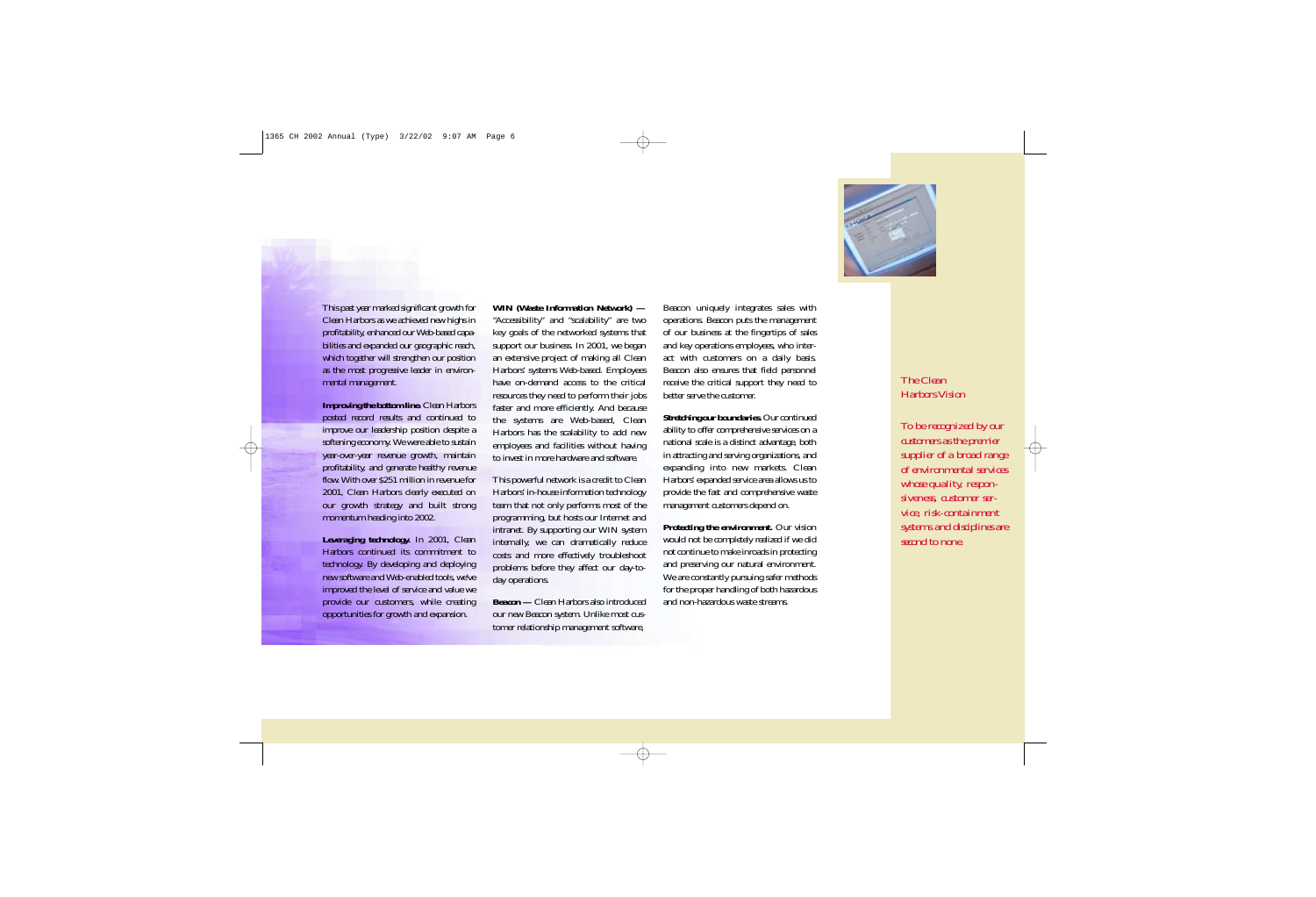This past year marked significant growth for Clean Harbors as we achieved new highs in profitability, enhanced our Web-based capabilities and expanded our geographic reach, which together will strengthen our position as the most progressive leader in environmental management.

**Improving the bottom line.** Clean Harbors posted record results and continued to improve our leadership position despite a softening economy. We were able to sustain year-over-year revenue growth, maintain profitability, and generate healthy revenue flow. With over $251 million in revenue for 2001, Clean Harbors clearly executed on our growth strategy and built strong momentum heading into 2002.

**Leveraging technology.** In 2001, Clean Harbors continued its commitment to technology. By developing and deploying new software and Web-enabled tools, we've improved the level of service and value we provide our customers, while creating opportunities for growth and expansion.

**WIN (Waste Information Network) —** "Accessibility" and "scalability" are two key goals of the networked systems that support our business. In 2001, we began an extensive project of making all Clean Harbors' systems Web-based. Employees have on-demand access to the critical resources they need to perform their jobs faster and more efficiently. And because the systems are Web-based, Clean Harbors has the scalability to add new employees and facilities without having to invest in more hardware and software.

This powerful network is a credit to Clean Harbors' in-house information technology team that not only performs most of the programming, but hosts our Internet and intranet. By supporting our WIN system internally, we can dramatically reduce costs and more effectively troubleshoot problems before they affect our day-to-day operations.

**Beacon —** Clean Harbors also introduced our new Beacon system. Unlike most customer relationship management software, Beacon uniquely integrates sales with operations. Beacon puts the management of our business at the fingertips of sales and key operations employees, who interact with customers on a daily basis. Beacon also ensures that field personnel receive the critical support they need to better serve the customer.

**Stretching our boundaries.** Our continued ability to offer comprehensive services on a national scale is a distinct advantage, both in attracting and serving organizations, and expanding into new markets. Clean Harbors' expanded service area allows us to provide the fast and comprehensive waste management customers depend on.

**Protecting the environment.** Our vision would not be completely realized if we did not continue to make inroads in protecting and preserving our natural environment. We are constantly pursuing safer methods for the proper handling of both hazardous and non-hazardous waste streams.

*The Clean Harbors Vision*

*To be recognized by our customers as the premier supplier of a broad range of environmental services whose quality, responsiveness, customer service, risk-containment systems and disciplines are second to none.*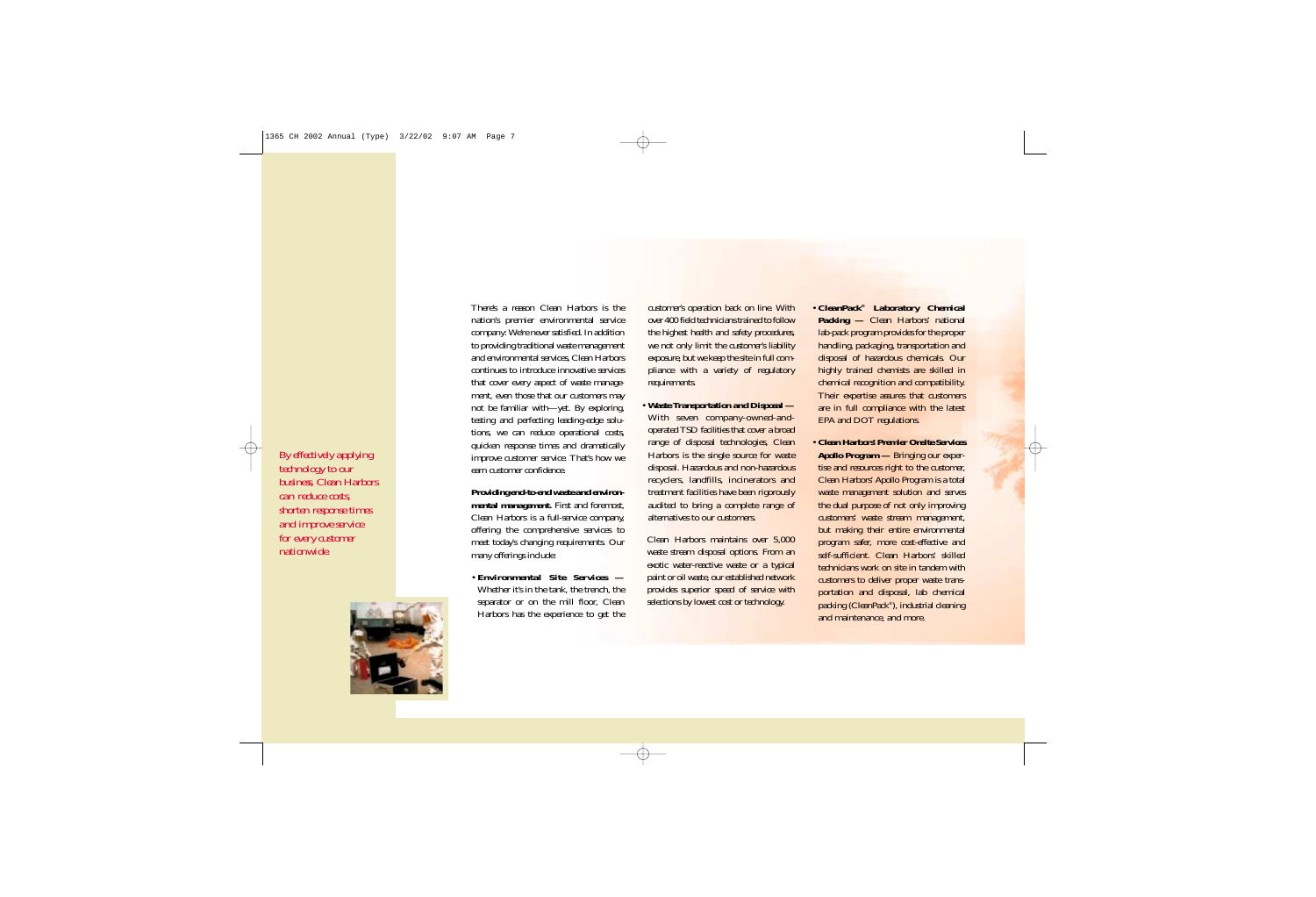*By effectively applying technology to our business, Clean Harbors can reduce costs, shorten response times and improve service for every customer nationwide.*

There's a reason Clean Harbors is the nation's premier environmental service company: We're never satisfied. In addition to providing traditional waste management and environmental services, Clean Harbors continues to introduce innovative services that cover every aspect of waste management, even those that our customers may not be familiar with—yet. By exploring, testing and perfecting leading-edge solutions, we can reduce operational costs, quicken response times and dramatically improve customer service. That's how we earn customer confidence.

**Providing end-to-end waste and environmental management.** First and foremost, Clean Harbors is a full-service company, offering the comprehensive services to meet today's changing requirements. Our many offerings include:

- **Environmental Site Services —** Whether it's in the tank, the trench, the separator or on the mill floor, Clean Harbors has the experience to get the customer's operation back on line. With over 400 field technicians trained to follow the highest health and safety procedures, we not only limit the customer's liability exposure, but we keep the site in full compliance with a variety of regulatory requirements.

- **Waste Transportation and Disposal —** With seven company-owned-and-operated TSD facilities that cover a broad range of disposal technologies, Clean Harbors is the single source for waste disposal. Hazardous and non-hazardous recyclers, landfills, incinerators and treatment facilities have been rigorously audited to bring a complete range of alternatives to our customers.

  Clean Harbors maintains over 5,000 waste stream disposal options. From an exotic water-reactive waste or a typical paint or oil waste, our established network provides superior speed of service with selections by lowest cost or technology.

- **CleanPack® Laboratory Chemical Packing —** Clean Harbors' national lab-pack program provides for the proper handling, packaging, transportation and disposal of hazardous chemicals. Our highly trained chemists are skilled in chemical recognition and compatibility. Their expertise assures that customers are in full compliance with the latest EPA and DOT regulations.

- **Clean Harbors' Premier Onsite Services Apollo Program —** Bringing our expertise and resources right to the customer, Clean Harbors' Apollo Program is a total waste management solution and serves the dual purpose of not only improving customers' waste stream management, but making their entire environmental program safer, more cost-effective and self-sufficient. Clean Harbors' skilled technicians work on site in tandem with customers to deliver proper waste transportation and disposal, lab chemical packing (CleanPack®), industrial cleaning and maintenance, and more.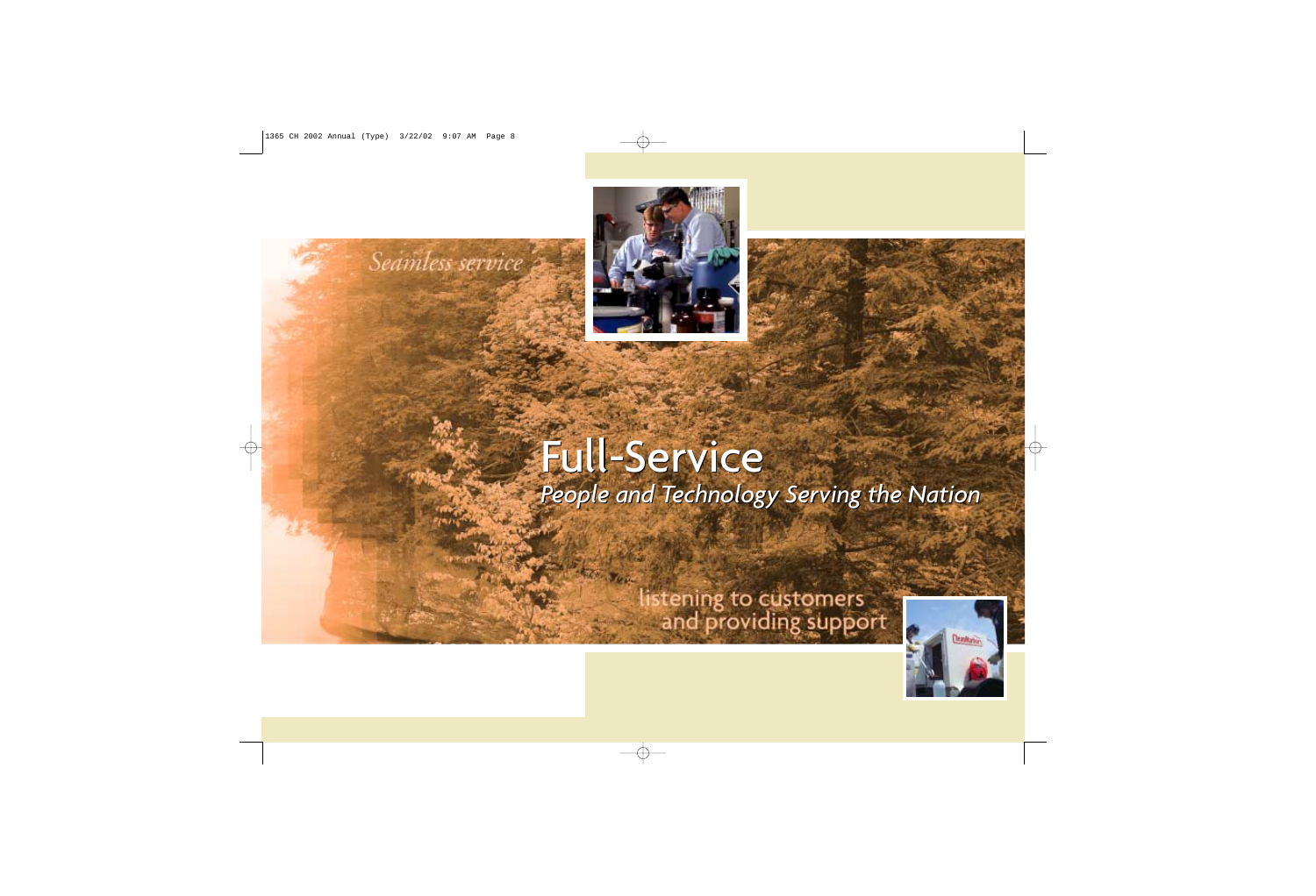*Seamless service*

# Full-Service

## *People and Technology Serving the Nation*

listening to customers and providing support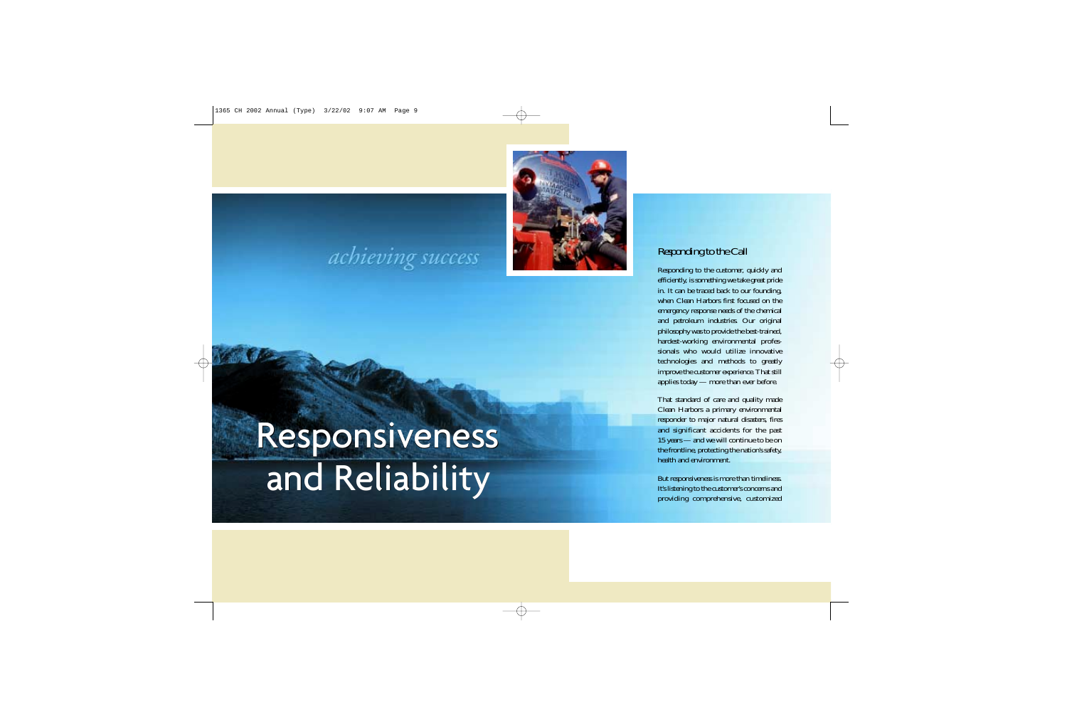*achieving success*

# Responsiveness and Reliability

## Responding to the Call

Responding to the customer, quickly and efficiently, is something we take great pride in. It can be traced back to our founding, when Clean Harbors first focused on the emergency response needs of the chemical and petroleum industries. Our original philosophy was to provide the best-trained, hardest-working environmental professionals who would utilize innovative technologies and methods to greatly improve the customer experience. That still applies today — more than ever before.

That standard of care and quality made Clean Harbors a primary environmental responder to major natural disasters, fires and significant accidents for the past 15 years — and we will continue to be on the frontline, protecting the nation's safety, health and environment.

But responsiveness is more than timeliness. It's listening to the customer's concerns and providing comprehensive, customized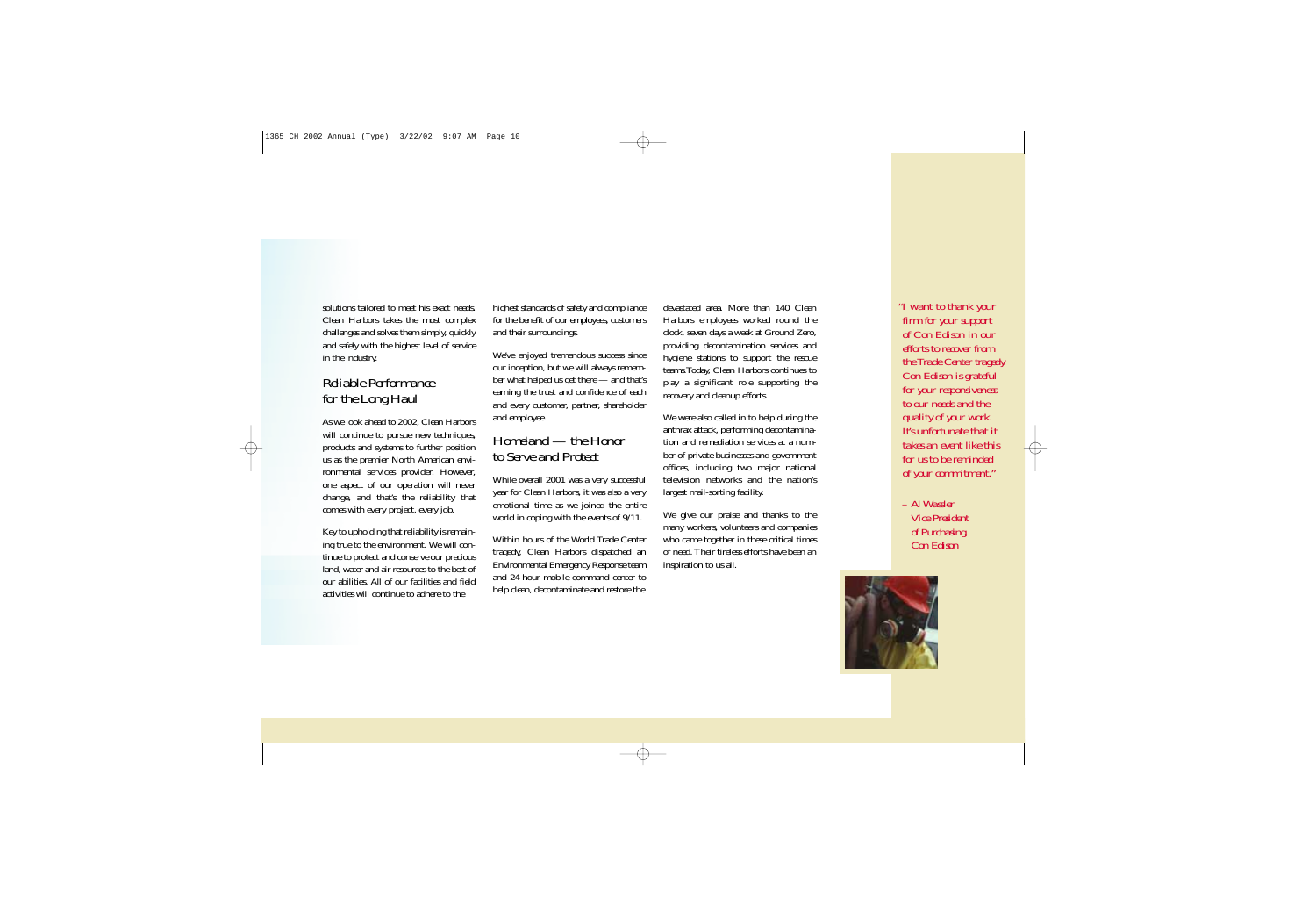solutions tailored to meet his exact needs. Clean Harbors takes the most complex challenges and solves them simply, quickly and safely with the highest level of service in the industry.

## Reliable Performance for the Long Haul

As we look ahead to 2002, Clean Harbors will continue to pursue new techniques, products and systems to further position us as the premier North American environmental services provider. However, one aspect of our operation will never change, and that's the reliability that comes with every project, every job.

Key to upholding that reliability is remaining true to the environment. We will continue to protect and conserve our precious land, water and air resources to the best of our abilities. All of our facilities and field activities will continue to adhere to the highest standards of safety and compliance for the benefit of our employees, customers and their surroundings.

We've enjoyed tremendous success since our inception, but we will always remember what helped us get there — and that's earning the trust and confidence of each and every customer, partner, shareholder and employee.

## Homeland — the Honor to Serve and Protect

While overall 2001 was a very successful year for Clean Harbors, it was also a very emotional time as we joined the entire world in coping with the events of 9/11.

Within hours of the World Trade Center tragedy, Clean Harbors dispatched an Environmental Emergency Response team and 24-hour mobile command center to help clean, decontaminate and restore the devastated area. More than 140 Clean Harbors employees worked round the clock, seven days a week at Ground Zero, providing decontamination services and hygiene stations to support the rescue teams. Today, Clean Harbors continues to play a significant role supporting the recovery and cleanup efforts.

We were also called in to help during the anthrax attack, performing decontamination and remediation services at a number of private businesses and government offices, including two major national television networks and the nation's largest mail-sorting facility.

We give our praise and thanks to the many workers, volunteers and companies who came together in these critical times of need. Their tireless efforts have been an inspiration to us all.

*"I want to thank your firm for your support of Con Edison in our efforts to recover from the Trade Center tragedy. Con Edison is grateful for your responsiveness to our needs and the quality of your work. It's unfortunate that it takes an event like this for us to be reminded of your commitment."*

*– Al Wessler*
*Vice President of Purchasing*
*Con Edison*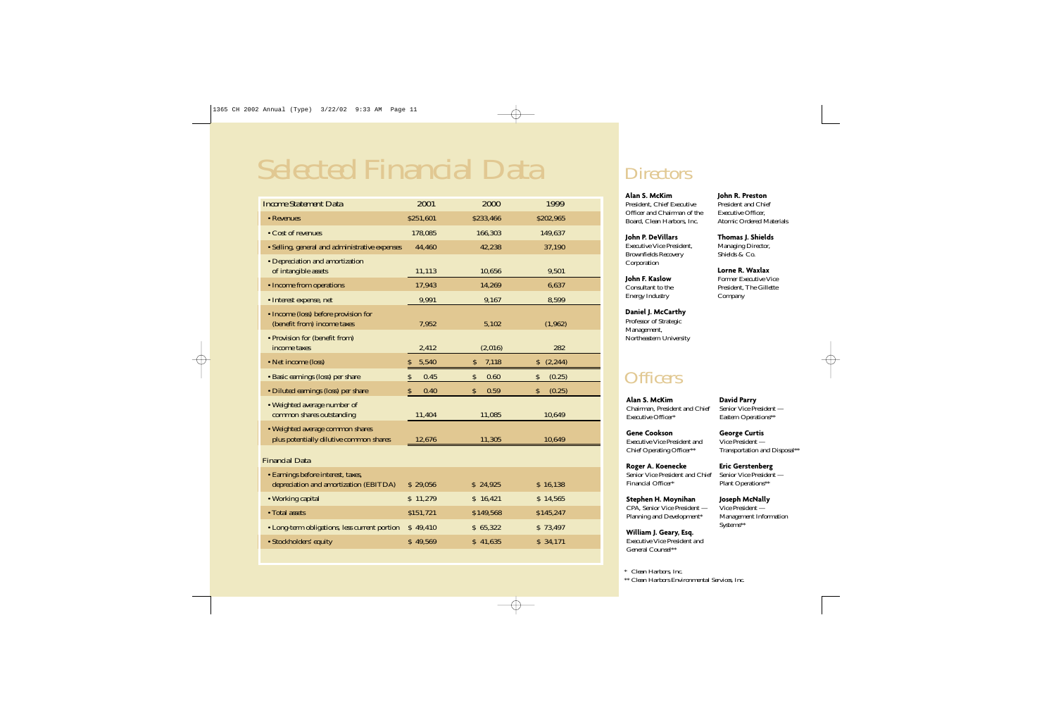# Selected Financial Data

| Income Statement Data | 2001 | 2000 | 1999 |
|---|---|---|---|
| • Revenues | $251,601 | $233,466 | $202,965 |
| • Cost of revenues | 178,085 | 166,303 | 149,637 |
| • Selling, general and administrative expenses | 44,460 | 42,238 | 37,190 |
| • Depreciation and amortization of intangible assets | 11,113 | 10,656 | 9,501 |
| • Income from operations | 17,943 | 14,269 | 6,637 |
| • Interest expense, net | 9,991 | 9,167 | 8,599 |
| • Income (loss) before provision for (benefit from) income taxes | 7,952 | 5,102 | (1,962) |
| • Provision for (benefit from) income taxes | 2,412 | (2,016) | 282 |
| • Net income (loss) | $ 5,540 | $ 7,118 | $ (2,244) |
| • Basic earnings (loss) per share | $ 0.45 | $ 0.60 | $ (0.25) |
| • Diluted earnings (loss) per share | $ 0.40 | $ 0.59 | $ (0.25) |
| • Weighted average number of common shares outstanding | 11,404 | 11,085 | 10,649 |
| • Weighted average common shares plus potentially dilutive common shares | 12,676 | 11,305 | 10,649 |
| **Financial Data** | | | |
| • Earnings before interest, taxes, depreciation and amortization (EBITDA) | $ 29,056 | $ 24,925 | $ 16,138 |
| • Working capital | $ 11,279 | $ 16,421 | $ 14,565 |
| • Total assets | $151,721 | $149,568 | $145,247 |
| • Long-term obligations, less current portion | $ 49,410 | $ 65,322 | $ 73,497 |
| • Stockholders' equity | $ 49,569 | $ 41,635 | $ 34,171 |

## Directors

**Alan S. McKim**
President, Chief Executive Officer and Chairman of the Board, Clean Harbors, Inc.

**John P. DeVillars**
Executive Vice President, Brownfields Recovery Corporation

**John F. Kaslow**
Consultant to the Energy Industry

**Daniel J. McCarthy**
Professor of Strategic Management, Northeastern University

**John R. Preston**
President and Chief Executive Officer, Atomic Ordered Materials

**Thomas J. Shields**
Managing Director, Shields & Co.

**Lorne R. Waxlax**
Former Executive Vice President, The Gillette Company

## Officers

**Alan S. McKim**
Chairman, President and Chief Executive Officer*

**Gene Cookson**
Executive Vice President and Chief Operating Officer**

**Roger A. Koenecke**
Senior Vice President and Chief Financial Officer*

**Stephen H. Moynihan**
CPA, Senior Vice President — Planning and Development*

**William J. Geary, Esq.**
Executive Vice President and General Counsel**

**David Parry**
Senior Vice President — Eastern Operations**

**George Curtis**
Vice President — Transportation and Disposal**

**Eric Gerstenberg**
Senior Vice President — Plant Operations**

**Joseph McNally**
Vice President — Management Information Systems**

\* Clean Harbors, Inc.
\*\* Clean Harbors Environmental Services, Inc.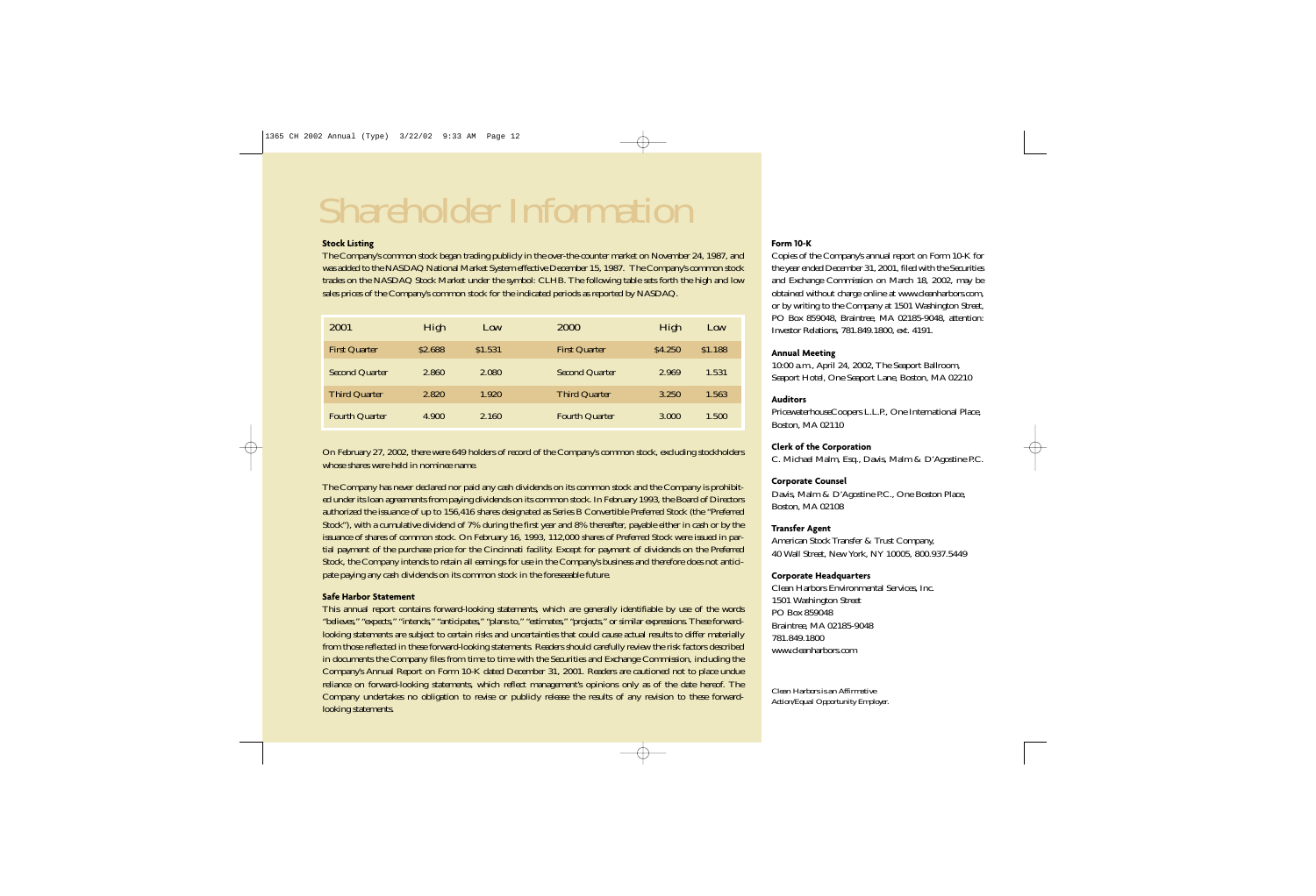# Shareholder Information

**Stock Listing**

The Company's common stock began trading publicly in the over-the-counter market on November 24, 1987, and was added to the NASDAQ National Market System effective December 15, 1987. The Company's common stock trades on the NASDAQ Stock Market under the symbol: CLHB. The following table sets forth the high and low sales prices of the Company's common stock for the indicated periods as reported by NASDAQ.

| 2001 | High | Low | 2000 | High | Low |
|---|---|---|---|---|---|
| First Quarter | $2.688 | $1.531 | First Quarter | $4.250 | $1.188 |
| Second Quarter | 2.860 | 2.080 | Second Quarter | 2.969 | 1.531 |
| Third Quarter | 2.820 | 1.920 | Third Quarter | 3.250 | 1.563 |
| Fourth Quarter | 4.900 | 2.160 | Fourth Quarter | 3.000 | 1.500 |

On February 27, 2002, there were 649 holders of record of the Company's common stock, excluding stockholders whose shares were held in nominee name.

The Company has never declared nor paid any cash dividends on its common stock and the Company is prohibited under its loan agreements from paying dividends on its common stock. In February 1993, the Board of Directors authorized the issuance of up to 156,416 shares designated as Series B Convertible Preferred Stock (the "Preferred Stock"), with a cumulative dividend of 7% during the first year and 8% thereafter, payable either in cash or by the issuance of shares of common stock. On February 16, 1993, 112,000 shares of Preferred Stock were issued in partial payment of the purchase price for the Cincinnati facility. Except for payment of dividends on the Preferred Stock, the Company intends to retain all earnings for use in the Company's business and therefore does not anticipate paying any cash dividends on its common stock in the foreseeable future.

**Safe Harbor Statement**

This annual report contains forward-looking statements, which are generally identifiable by use of the words "believes," "expects," "intends," "anticipates," "plans to," "estimates," "projects," or similar expressions. These forward-looking statements are subject to certain risks and uncertainties that could cause actual results to differ materially from those reflected in these forward-looking statements. Readers should carefully review the risk factors described in documents the Company files from time to time with the Securities and Exchange Commission, including the Company's Annual Report on Form 10-K dated December 31, 2001. Readers are cautioned not to place undue reliance on forward-looking statements, which reflect management's opinions only as of the date hereof. The Company undertakes no obligation to revise or publicly release the results of any revision to these forward-looking statements.

**Form 10-K**

Copies of the Company's annual report on Form 10-K for the year ended December 31, 2001, filed with the Securities and Exchange Commission on March 18, 2002, may be obtained without charge online at www.cleanharbors.com, or by writing to the Company at 1501 Washington Street, PO Box 859048, Braintree, MA 02185-9048, attention: Investor Relations, 781.849.1800, ext. 4191.

**Annual Meeting**

10:00 a.m., April 24, 2002, The Seaport Ballroom, Seaport Hotel, One Seaport Lane, Boston, MA 02210

**Auditors**

PricewaterhouseCoopers L.L.P., One International Place, Boston, MA 02110

**Clerk of the Corporation**

C. Michael Malm, Esq., Davis, Malm & D'Agostine P.C.

**Corporate Counsel**

Davis, Malm & D'Agostine P.C., One Boston Place, Boston, MA 02108

**Transfer Agent**

American Stock Transfer & Trust Company, 40 Wall Street, New York, NY 10005, 800.937.5449

**Corporate Headquarters**

Clean Harbors Environmental Services, Inc.
1501 Washington Street
PO Box 859048
Braintree, MA 02185-9048
781.849.1800
www.cleanharbors.com

Clean Harbors is an Affirmative Action/Equal Opportunity Employer.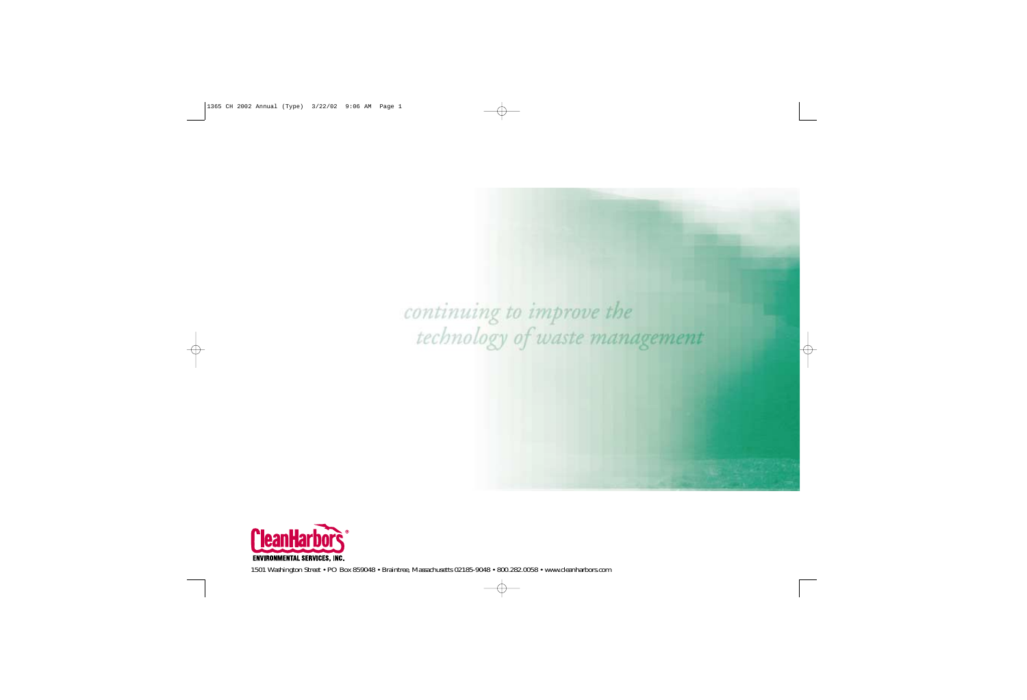*continuing to improve the technology of waste management*

**CleanHarbors®**
**ENVIRONMENTAL SERVICES, INC.**

1501 Washington Street • PO Box 859048 • Braintree, Massachusetts 02185-9048 • 800.282.0058 • www.cleanharbors.com